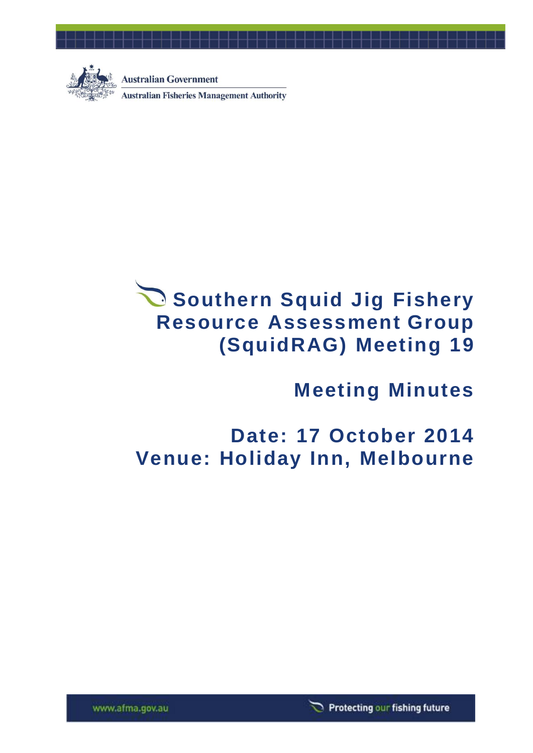Australian Government

Australian Fisheries Management Authority

# Southern Squid Jig Fishery Resource Assessment Group (SquidRAG) Meeting 19

## Meeting Minutes

## Date: 17 October 2014
## Venue: Holiday Inn, Melbourne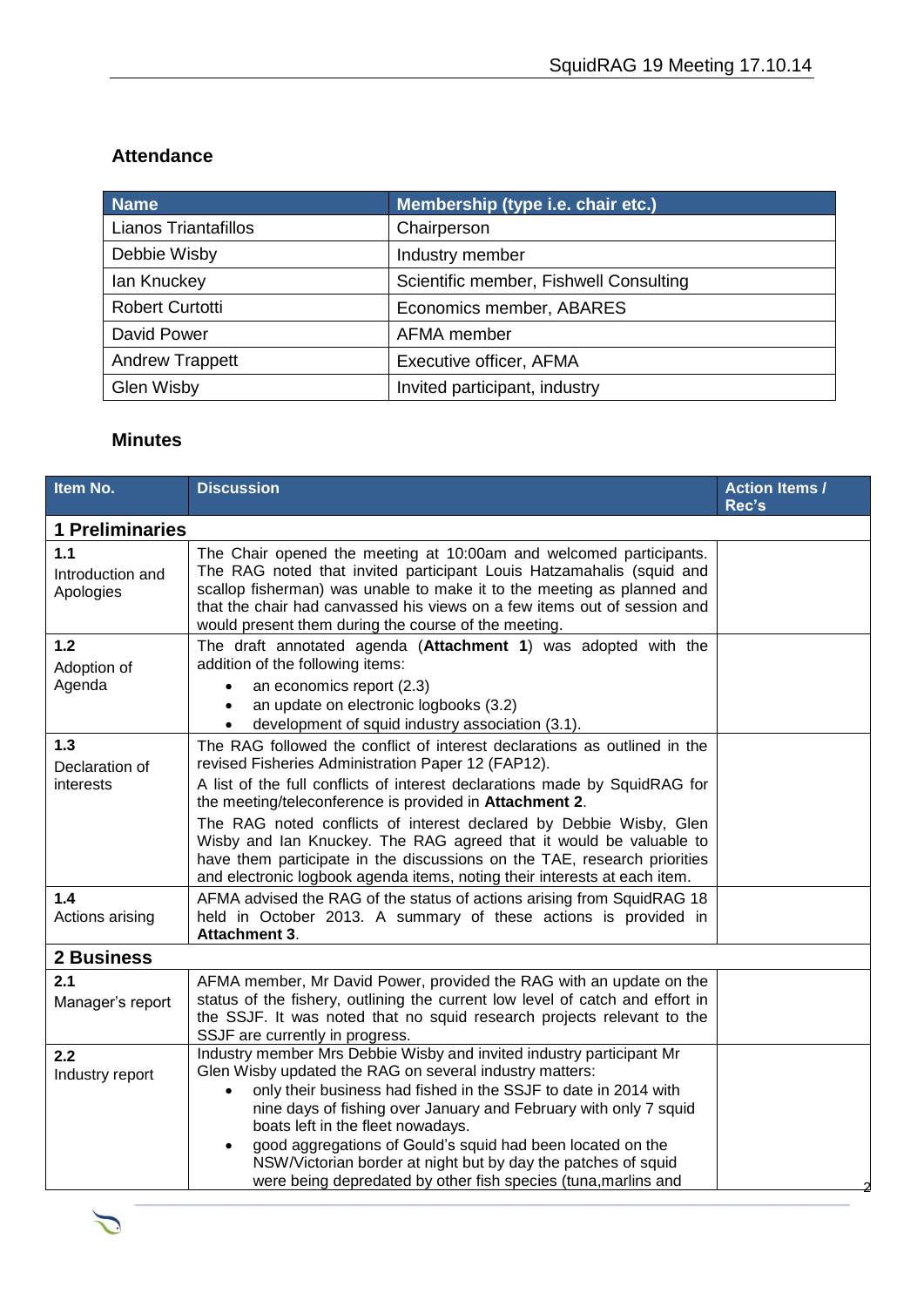## Attendance

| Name | Membership (type i.e. chair etc.) |
|---|---|
| Lianos Triantafillos | Chairperson |
| Debbie Wisby | Industry member |
| Ian Knuckey | Scientific member, Fishwell Consulting |
| Robert Curtotti | Economics member, ABARES |
| David Power | AFMA member |
| Andrew Trappett | Executive officer, AFMA |
| Glen Wisby | Invited participant, industry |

## Minutes

| Item No. | Discussion | Action Items / Rec's |
|---|---|---|
| **1 Preliminaries** | | |
| **1.1** Introduction and Apologies | The Chair opened the meeting at 10:00am and welcomed participants. The RAG noted that invited participant Louis Hatzamahalis (squid and scallop fisherman) was unable to make it to the meeting as planned and that the chair had canvassed his views on a few items out of session and would present them during the course of the meeting. | |
| **1.2** Adoption of Agenda | The draft annotated agenda (**Attachment 1**) was adopted with the addition of the following items: <br>• an economics report (2.3) <br>• an update on electronic logbooks (3.2) <br>• development of squid industry association (3.1). | |
| **1.3** Declaration of interests | The RAG followed the conflict of interest declarations as outlined in the revised Fisheries Administration Paper 12 (FAP12). <br>A list of the full conflicts of interest declarations made by SquidRAG for the meeting/teleconference is provided in **Attachment 2**. <br>The RAG noted conflicts of interest declared by Debbie Wisby, Glen Wisby and Ian Knuckey. The RAG agreed that it would be valuable to have them participate in the discussions on the TAE, research priorities and electronic logbook agenda items, noting their interests at each item. | |
| **1.4** Actions arising | AFMA advised the RAG of the status of actions arising from SquidRAG 18 held in October 2013. A summary of these actions is provided in **Attachment 3**. | |
| **2 Business** | | |
| **2.1** Manager's report | AFMA member, Mr David Power, provided the RAG with an update on the status of the fishery, outlining the current low level of catch and effort in the SSJF. It was noted that no squid research projects relevant to the SSJF are currently in progress. | |
| **2.2** Industry report | Industry member Mrs Debbie Wisby and invited industry participant Mr Glen Wisby updated the RAG on several industry matters: <br>• only their business had fished in the SSJF to date in 2014 with nine days of fishing over January and February with only 7 squid boats left in the fleet nowadays. <br>• good aggregations of Gould's squid had been located on the NSW/Victorian border at night but by day the patches of squid were being depredated by other fish species (tuna,marlins and | |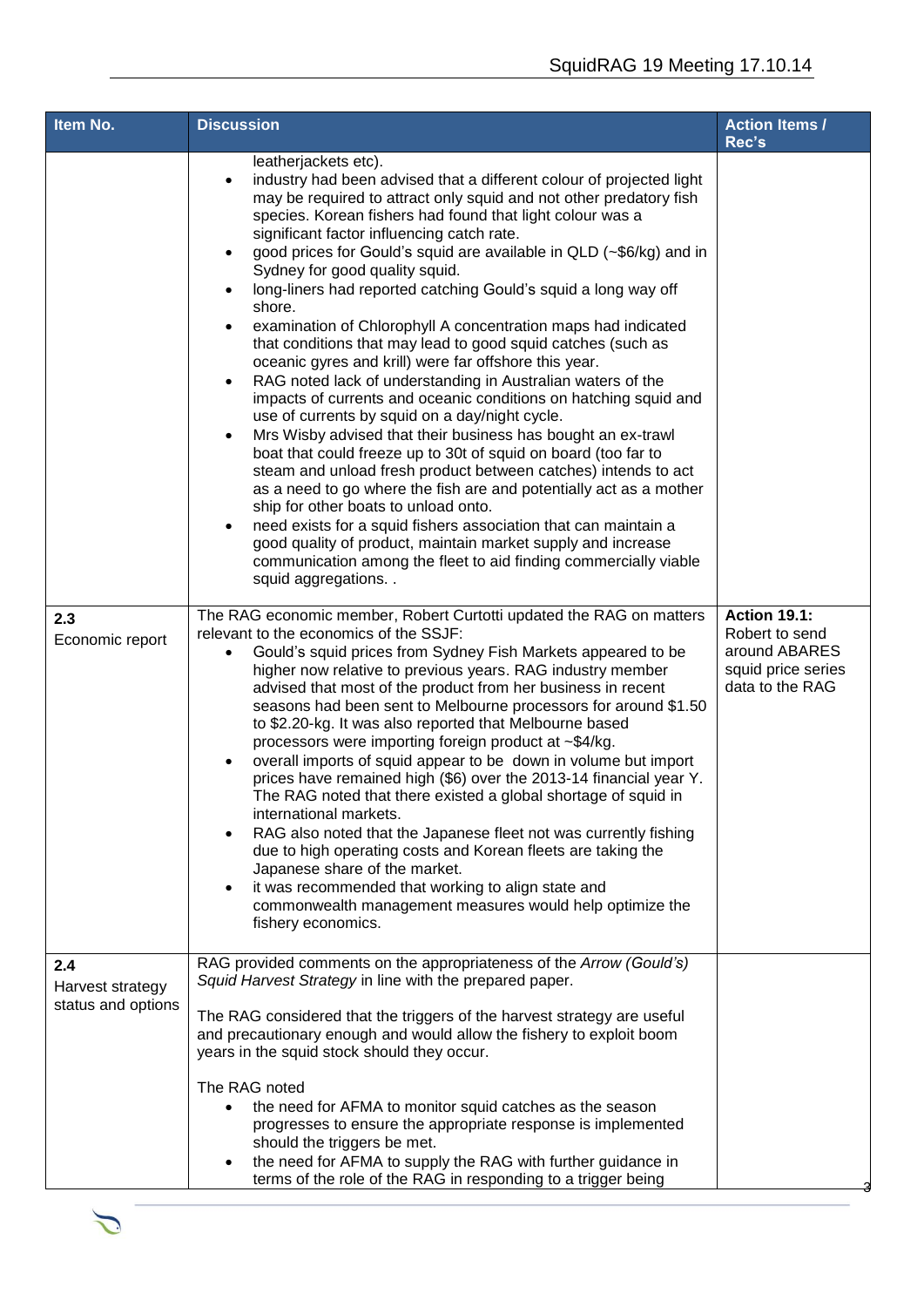| Item No. | Discussion | Action Items / Rec's |
|---|---|---|
| | leatherjackets etc).<br>• industry had been advised that a different colour of projected light may be required to attract only squid and not other predatory fish species. Korean fishers had found that light colour was a significant factor influencing catch rate.<br>• good prices for Gould's squid are available in QLD (~$6/kg) and in Sydney for good quality squid.<br>• long-liners had reported catching Gould's squid a long way off shore.<br>• examination of Chlorophyll A concentration maps had indicated that conditions that may lead to good squid catches (such as oceanic gyres and krill) were far offshore this year.<br>• RAG noted lack of understanding in Australian waters of the impacts of currents and oceanic conditions on hatching squid and use of currents by squid on a day/night cycle.<br>• Mrs Wisby advised that their business has bought an ex-trawl boat that could freeze up to 30t of squid on board (too far to steam and unload fresh product between catches) intends to act as a need to go where the fish are and potentially act as a mother ship for other boats to unload onto.<br>• need exists for a squid fishers association that can maintain a good quality of product, maintain market supply and increase communication among the fleet to aid finding commercially viable squid aggregations. . | |
| **2.3**<br>Economic report | The RAG economic member, Robert Curtotti updated the RAG on matters relevant to the economics of the SSJF:<br>• Gould's squid prices from Sydney Fish Markets appeared to be higher now relative to previous years. RAG industry member advised that most of the product from her business in recent seasons had been sent to Melbourne processors for around $1.50 to $2.20-kg. It was also reported that Melbourne based processors were importing foreign product at ~$4/kg.<br>• overall imports of squid appear to be down in volume but import prices have remained high ($6) over the 2013-14 financial year Y. The RAG noted that there existed a global shortage of squid in international markets.<br>• RAG also noted that the Japanese fleet not was currently fishing due to high operating costs and Korean fleets are taking the Japanese share of the market.<br>• it was recommended that working to align state and commonwealth management measures would help optimize the fishery economics. | **Action 19.1:**<br>Robert to send around ABARES squid price series data to the RAG |
| **2.4**<br>Harvest strategy status and options | RAG provided comments on the appropriateness of the *Arrow (Gould's) Squid Harvest Strategy* in line with the prepared paper.<br><br>The RAG considered that the triggers of the harvest strategy are useful and precautionary enough and would allow the fishery to exploit boom years in the squid stock should they occur.<br><br>The RAG noted<br>• the need for AFMA to monitor squid catches as the season progresses to ensure the appropriate response is implemented should the triggers be met.<br>• the need for AFMA to supply the RAG with further guidance in terms of the role of the RAG in responding to a trigger being | |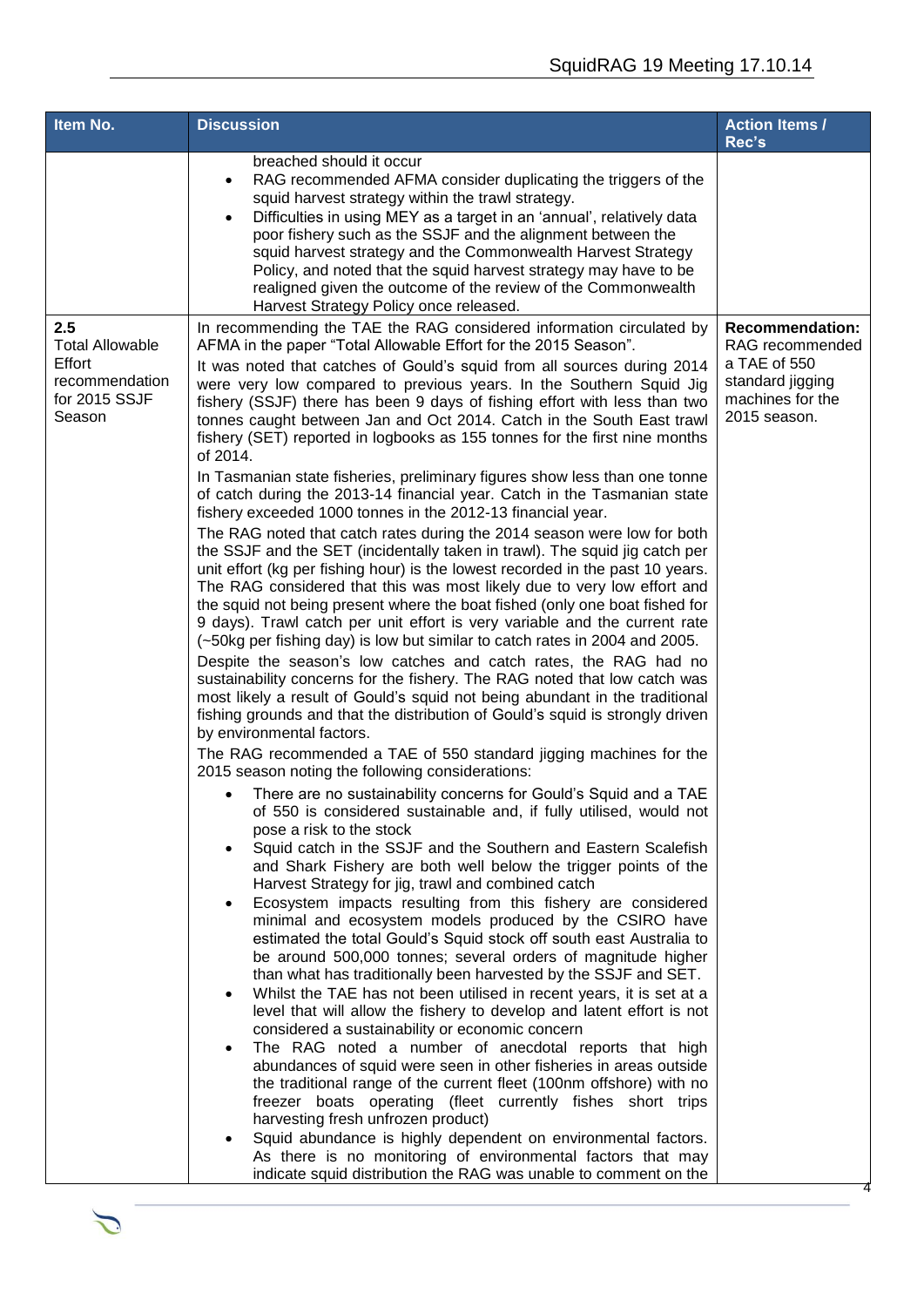| Item No. | Discussion | Action Items / Rec's |
|---|---|---|
| | breached should it occur<br>• RAG recommended AFMA consider duplicating the triggers of the squid harvest strategy within the trawl strategy.<br>• Difficulties in using MEY as a target in an 'annual', relatively data poor fishery such as the SSJF and the alignment between the squid harvest strategy and the Commonwealth Harvest Strategy Policy, and noted that the squid harvest strategy may have to be realigned given the outcome of the review of the Commonwealth Harvest Strategy Policy once released. | |
| **2.5** Total Allowable Effort recommendation for 2015 SSJF Season | In recommending the TAE the RAG considered information circulated by AFMA in the paper "Total Allowable Effort for the 2015 Season".<br>It was noted that catches of Gould's squid from all sources during 2014 were very low compared to previous years. In the Southern Squid Jig fishery (SSJF) there has been 9 days of fishing effort with less than two tonnes caught between Jan and Oct 2014. Catch in the South East trawl fishery (SET) reported in logbooks as 155 tonnes for the first nine months of 2014.<br>In Tasmanian state fisheries, preliminary figures show less than one tonne of catch during the 2013-14 financial year. Catch in the Tasmanian state fishery exceeded 1000 tonnes in the 2012-13 financial year.<br>The RAG noted that catch rates during the 2014 season were low for both the SSJF and the SET (incidentally taken in trawl). The squid jig catch per unit effort (kg per fishing hour) is the lowest recorded in the past 10 years. The RAG considered that this was most likely due to very low effort and the squid not being present where the boat fished (only one boat fished for 9 days). Trawl catch per unit effort is very variable and the current rate (~50kg per fishing day) is low but similar to catch rates in 2004 and 2005.<br>Despite the season's low catches and catch rates, the RAG had no sustainability concerns for the fishery. The RAG noted that low catch was most likely a result of Gould's squid not being abundant in the traditional fishing grounds and that the distribution of Gould's squid is strongly driven by environmental factors.<br>The RAG recommended a TAE of 550 standard jigging machines for the 2015 season noting the following considerations:<br>• There are no sustainability concerns for Gould's Squid and a TAE of 550 is considered sustainable and, if fully utilised, would not pose a risk to the stock<br>• Squid catch in the SSJF and the Southern and Eastern Scalefish and Shark Fishery are both well below the trigger points of the Harvest Strategy for jig, trawl and combined catch<br>• Ecosystem impacts resulting from this fishery are considered minimal and ecosystem models produced by the CSIRO have estimated the total Gould's Squid stock off south east Australia to be around 500,000 tonnes; several orders of magnitude higher than what has traditionally been harvested by the SSJF and SET.<br>• Whilst the TAE has not been utilised in recent years, it is set at a level that will allow the fishery to develop and latent effort is not considered a sustainability or economic concern<br>• The RAG noted a number of anecdotal reports that high abundances of squid were seen in other fisheries in areas outside the traditional range of the current fleet (100nm offshore) with no freezer boats operating (fleet currently fishes short trips harvesting fresh unfrozen product)<br>• Squid abundance is highly dependent on environmental factors. As there is no monitoring of environmental factors that may indicate squid distribution the RAG was unable to comment on the | **Recommendation:** RAG recommended a TAE of 550 standard jigging machines for the 2015 season. |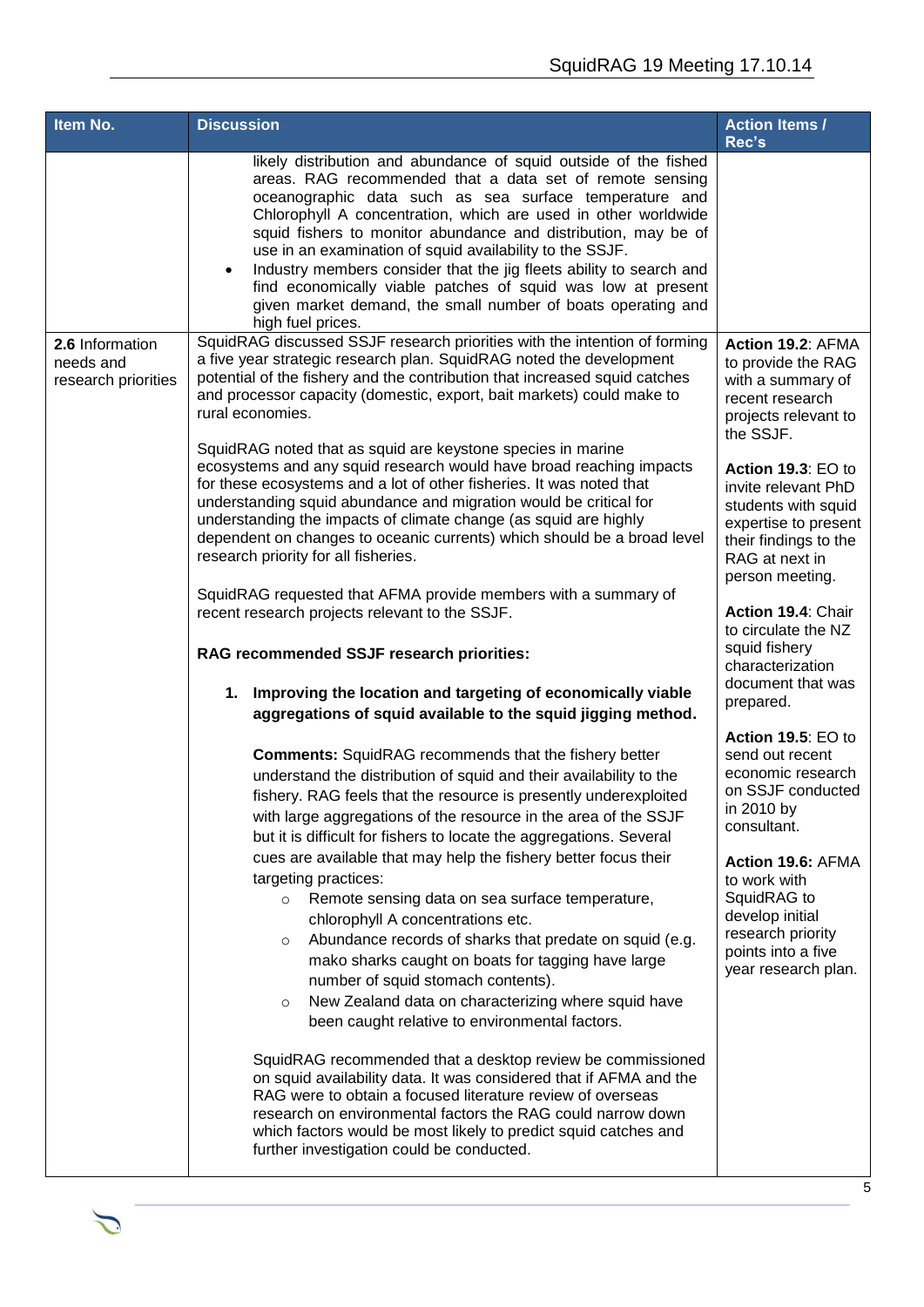| Item No. | Discussion | Action Items / Rec's |
|---|---|---|
| | likely distribution and abundance of squid outside of the fished areas. RAG recommended that a data set of remote sensing oceanographic data such as sea surface temperature and Chlorophyll A concentration, which are used in other worldwide squid fishers to monitor abundance and distribution, may be of use in an examination of squid availability to the SSJF.<br>• Industry members consider that the jig fleets ability to search and find economically viable patches of squid was low at present given market demand, the small number of boats operating and high fuel prices. | |
| **2.6** Information needs and research priorities | SquidRAG discussed SSJF research priorities with the intention of forming a five year strategic research plan. SquidRAG noted the development potential of the fishery and the contribution that increased squid catches and processor capacity (domestic, export, bait markets) could make to rural economies.<br><br>SquidRAG noted that as squid are keystone species in marine ecosystems and any squid research would have broad reaching impacts for these ecosystems and a lot of other fisheries. It was noted that understanding squid abundance and migration would be critical for understanding the impacts of climate change (as squid are highly dependent on changes to oceanic currents) which should be a broad level research priority for all fisheries.<br><br>SquidRAG requested that AFMA provide members with a summary of recent research projects relevant to the SSJF.<br><br>**RAG recommended SSJF research priorities:**<br><br>**1. Improving the location and targeting of economically viable aggregations of squid available to the squid jigging method.**<br><br>**Comments:** SquidRAG recommends that the fishery better understand the distribution of squid and their availability to the fishery. RAG feels that the resource is presently underexploited with large aggregations of the resource in the area of the SSJF but it is difficult for fishers to locate the aggregations. Several cues are available that may help the fishery better focus their targeting practices:<br>○ Remote sensing data on sea surface temperature, chlorophyll A concentrations etc.<br>○ Abundance records of sharks that predate on squid (e.g. mako sharks caught on boats for tagging have large number of squid stomach contents).<br>○ New Zealand data on characterizing where squid have been caught relative to environmental factors.<br><br>SquidRAG recommended that a desktop review be commissioned on squid availability data. It was considered that if AFMA and the RAG were to obtain a focused literature review of overseas research on environmental factors the RAG could narrow down which factors would be most likely to predict squid catches and further investigation could be conducted. | **Action 19.2**: AFMA to provide the RAG with a summary of recent research projects relevant to the SSJF.<br><br>**Action 19.3**: EO to invite relevant PhD students with squid expertise to present their findings to the RAG at next in person meeting.<br><br>**Action 19.4**: Chair to circulate the NZ squid fishery characterization document that was prepared.<br><br>**Action 19.5**: EO to send out recent economic research on SSJF conducted in 2010 by consultant.<br><br>**Action 19.6:** AFMA to work with SquidRAG to develop initial research priority points into a five year research plan. |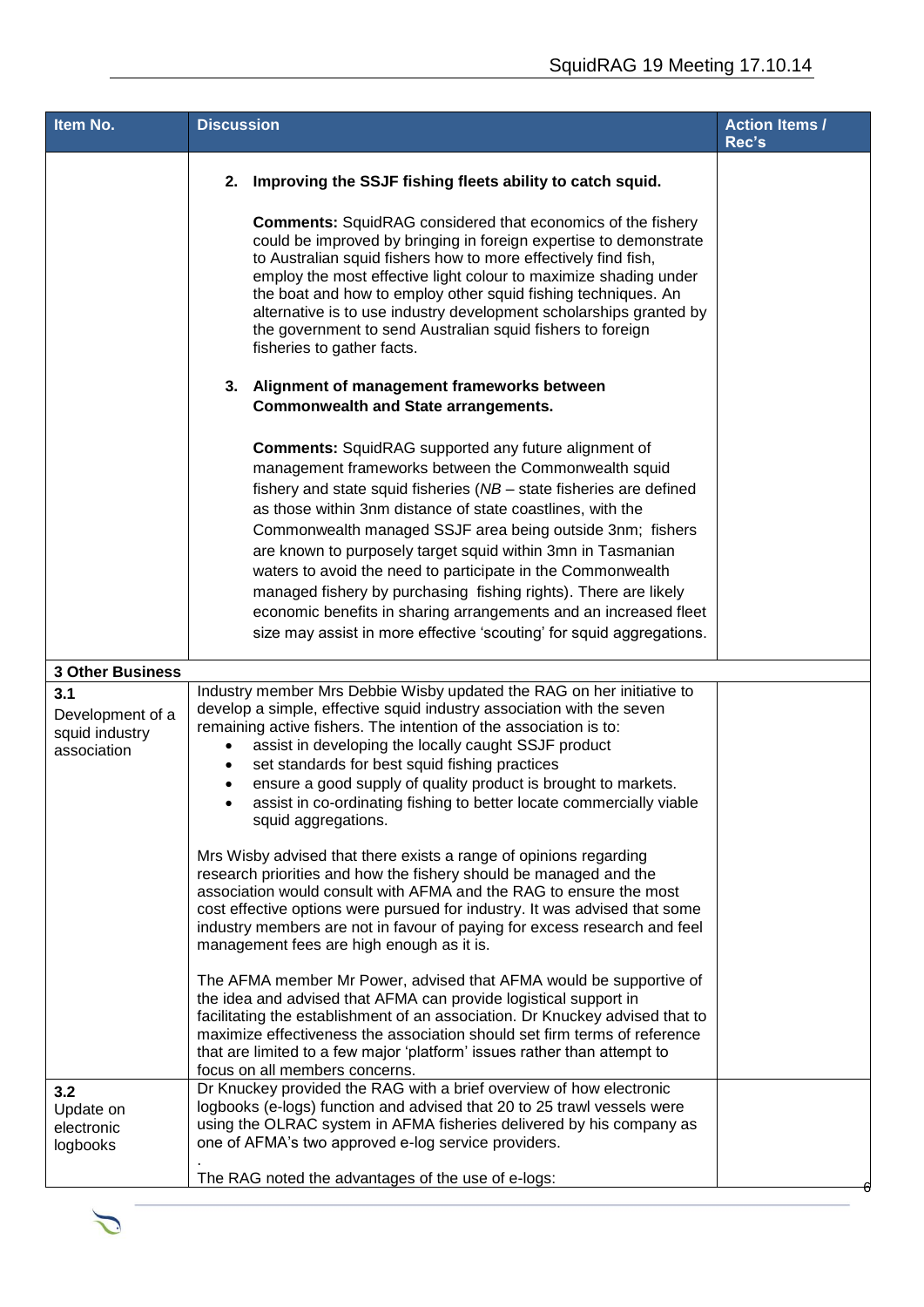| Item No. | Discussion | Action Items / Rec's |
|---|---|---|
| | **2. Improving the SSJF fishing fleets ability to catch squid.**<br><br>**Comments:** SquidRAG considered that economics of the fishery could be improved by bringing in foreign expertise to demonstrate to Australian squid fishers how to more effectively find fish, employ the most effective light colour to maximize shading under the boat and how to employ other squid fishing techniques. An alternative is to use industry development scholarships granted by the government to send Australian squid fishers to foreign fisheries to gather facts.<br><br>**3. Alignment of management frameworks between Commonwealth and State arrangements.**<br><br>**Comments:** SquidRAG supported any future alignment of management frameworks between the Commonwealth squid fishery and state squid fisheries (*NB* – state fisheries are defined as those within 3nm distance of state coastlines, with the Commonwealth managed SSJF area being outside 3nm; fishers are known to purposely target squid within 3mn in Tasmanian waters to avoid the need to participate in the Commonwealth managed fishery by purchasing fishing rights). There are likely economic benefits in sharing arrangements and an increased fleet size may assist in more effective 'scouting' for squid aggregations. | |
| **3 Other Business** | | |
| **3.1** Development of a squid industry association | Industry member Mrs Debbie Wisby updated the RAG on her initiative to develop a simple, effective squid industry association with the seven remaining active fishers. The intention of the association is to:<br>• assist in developing the locally caught SSJF product<br>• set standards for best squid fishing practices<br>• ensure a good supply of quality product is brought to markets.<br>• assist in co-ordinating fishing to better locate commercially viable squid aggregations.<br><br>Mrs Wisby advised that there exists a range of opinions regarding research priorities and how the fishery should be managed and the association would consult with AFMA and the RAG to ensure the most cost effective options were pursued for industry. It was advised that some industry members are not in favour of paying for excess research and feel management fees are high enough as it is.<br><br>The AFMA member Mr Power, advised that AFMA would be supportive of the idea and advised that AFMA can provide logistical support in facilitating the establishment of an association. Dr Knuckey advised that to maximize effectiveness the association should set firm terms of reference that are limited to a few major 'platform' issues rather than attempt to focus on all members concerns. | |
| **3.2** Update on electronic logbooks | Dr Knuckey provided the RAG with a brief overview of how electronic logbooks (e-logs) function and advised that 20 to 25 trawl vessels were using the OLRAC system in AFMA fisheries delivered by his company as one of AFMA's two approved e-log service providers.<br>.<br>The RAG noted the advantages of the use of e-logs: | |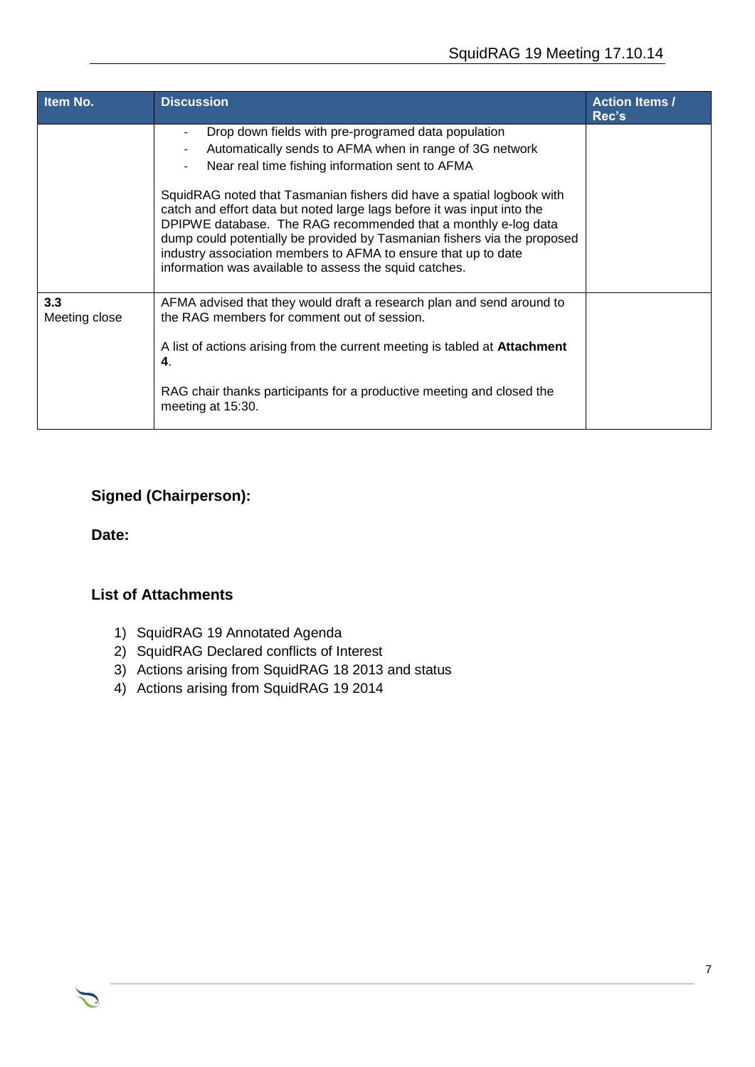| Item No. | Discussion | Action Items / Rec's |
|---|---|---|
| | - Drop down fields with pre-programed data population<br>- Automatically sends to AFMA when in range of 3G network<br>- Near real time fishing information sent to AFMA<br><br>SquidRAG noted that Tasmanian fishers did have a spatial logbook with catch and effort data but noted large lags before it was input into the DPIPWE database. The RAG recommended that a monthly e-log data dump could potentially be provided by Tasmanian fishers via the proposed industry association members to AFMA to ensure that up to date information was available to assess the squid catches. | |
| **3.3**<br>Meeting close | AFMA advised that they would draft a research plan and send around to the RAG members for comment out of session.<br><br>A list of actions arising from the current meeting is tabled at **Attachment 4**.<br><br>RAG chair thanks participants for a productive meeting and closed the meeting at 15:30. | |

**Signed (Chairperson):**

**Date:**

**List of Attachments**

1) SquidRAG 19 Annotated Agenda
2) SquidRAG Declared conflicts of Interest
3) Actions arising from SquidRAG 18 2013 and status
4) Actions arising from SquidRAG 19 2014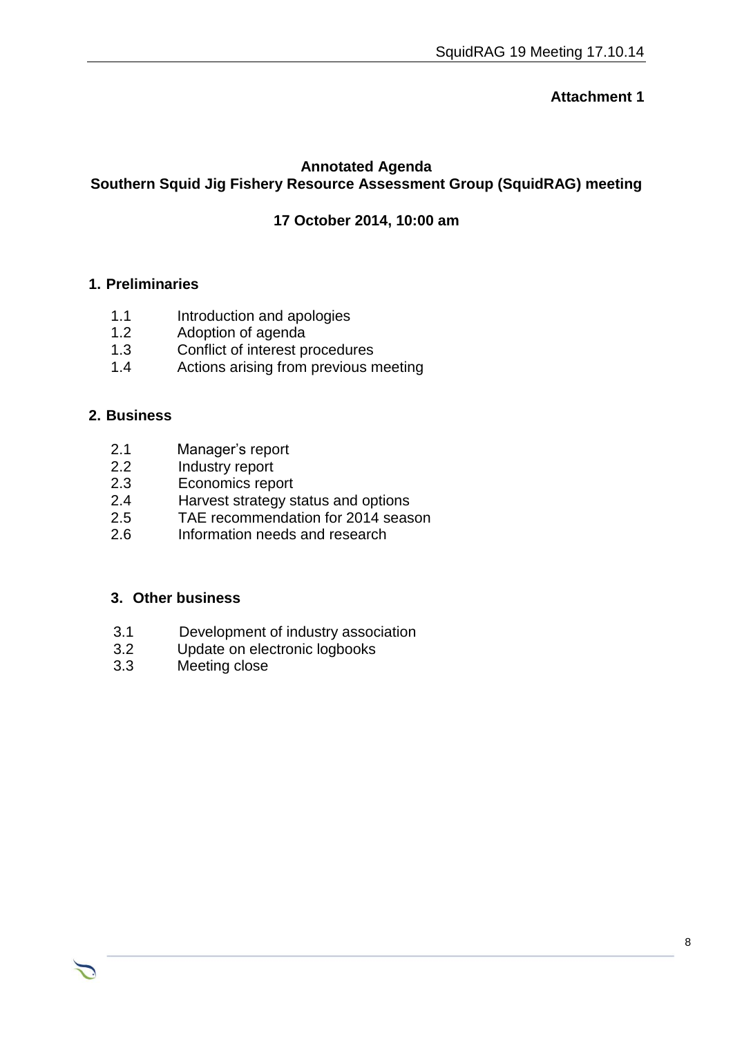**Attachment 1**

**Annotated Agenda**
**Southern Squid Jig Fishery Resource Assessment Group (SquidRAG) meeting**

**17 October 2014, 10:00 am**

**1. Preliminaries**

1.1 Introduction and apologies
1.2 Adoption of agenda
1.3 Conflict of interest procedures
1.4 Actions arising from previous meeting

**2. Business**

2.1 Manager's report
2.2 Industry report
2.3 Economics report
2.4 Harvest strategy status and options
2.5 TAE recommendation for 2014 season
2.6 Information needs and research

**3. Other business**

3.1 Development of industry association
3.2 Update on electronic logbooks
3.3 Meeting close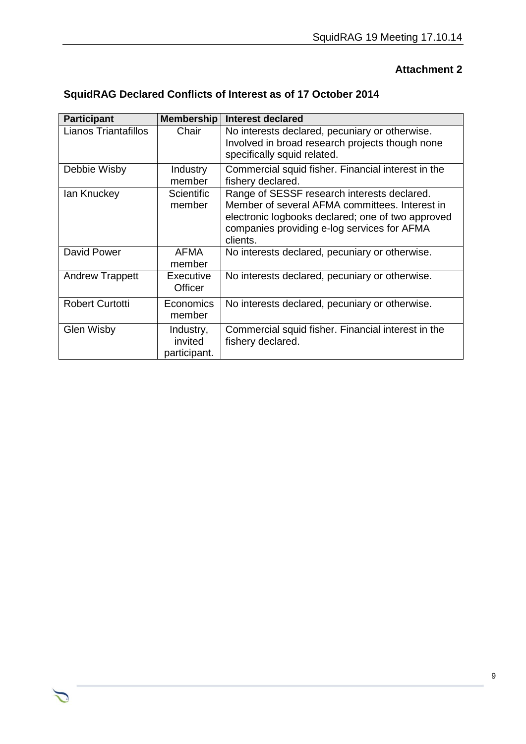**Attachment 2**

## SquidRAG Declared Conflicts of Interest as of 17 October 2014

| Participant | Membership | Interest declared |
|---|---|---|
| Lianos Triantafillos | Chair | No interests declared, pecuniary or otherwise. Involved in broad research projects though none specifically squid related. |
| Debbie Wisby | Industry member | Commercial squid fisher. Financial interest in the fishery declared. |
| Ian Knuckey | Scientific member | Range of SESSF research interests declared. Member of several AFMA committees. Interest in electronic logbooks declared; one of two approved companies providing e-log services for AFMA clients. |
| David Power | AFMA member | No interests declared, pecuniary or otherwise. |
| Andrew Trappett | Executive Officer | No interests declared, pecuniary or otherwise. |
| Robert Curtotti | Economics member | No interests declared, pecuniary or otherwise. |
| Glen Wisby | Industry, invited participant. | Commercial squid fisher. Financial interest in the fishery declared. |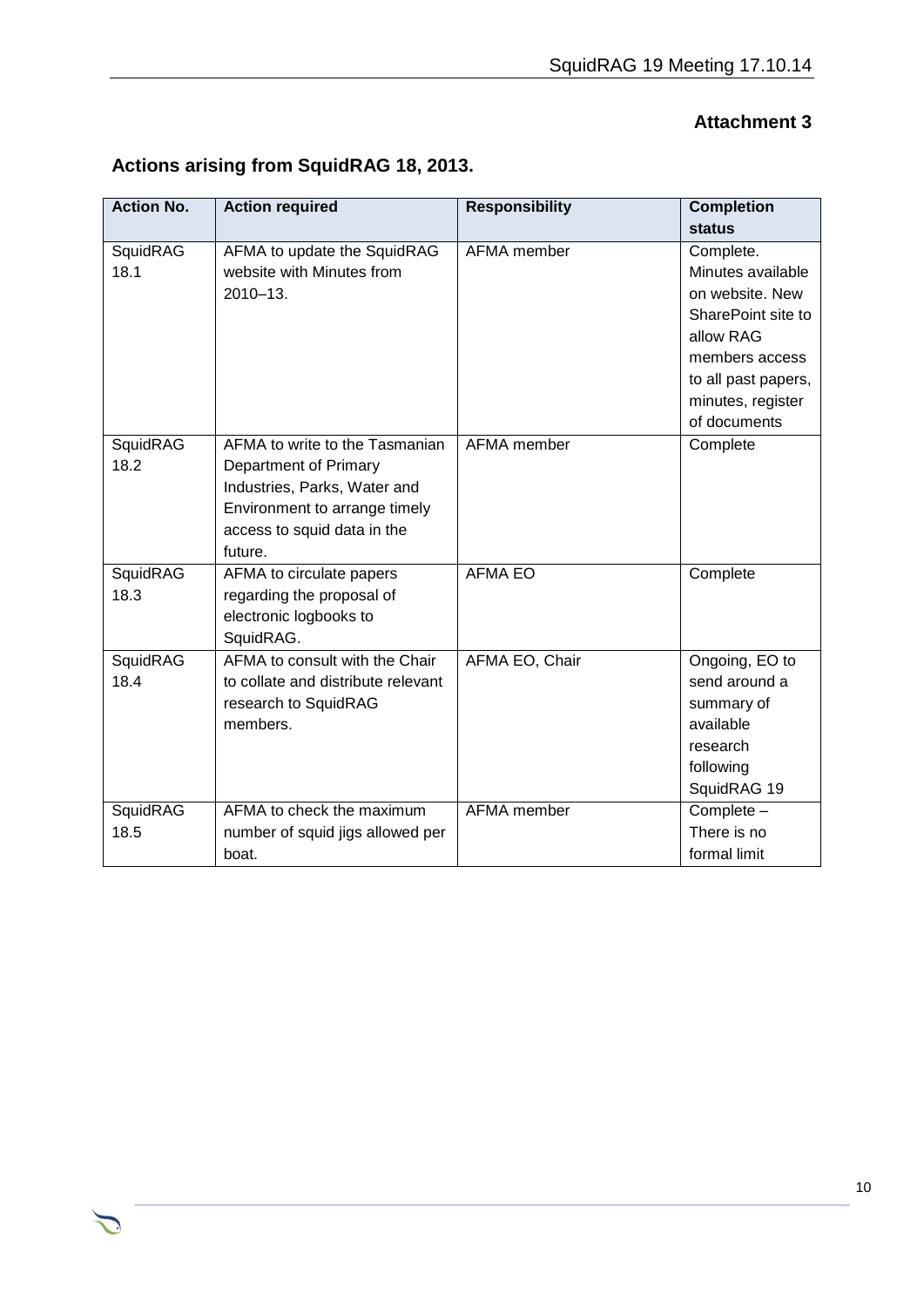**Attachment 3**

## Actions arising from SquidRAG 18, 2013.

| Action No. | Action required | Responsibility | Completion status |
|---|---|---|---|
| SquidRAG 18.1 | AFMA to update the SquidRAG website with Minutes from 2010–13. | AFMA member | Complete. Minutes available on website. New SharePoint site to allow RAG members access to all past papers, minutes, register of documents |
| SquidRAG 18.2 | AFMA to write to the Tasmanian Department of Primary Industries, Parks, Water and Environment to arrange timely access to squid data in the future. | AFMA member | Complete |
| SquidRAG 18.3 | AFMA to circulate papers regarding the proposal of electronic logbooks to SquidRAG. | AFMA EO | Complete |
| SquidRAG 18.4 | AFMA to consult with the Chair to collate and distribute relevant research to SquidRAG members. | AFMA EO, Chair | Ongoing, EO to send around a summary of available research following SquidRAG 19 |
| SquidRAG 18.5 | AFMA to check the maximum number of squid jigs allowed per boat. | AFMA member | Complete – There is no formal limit |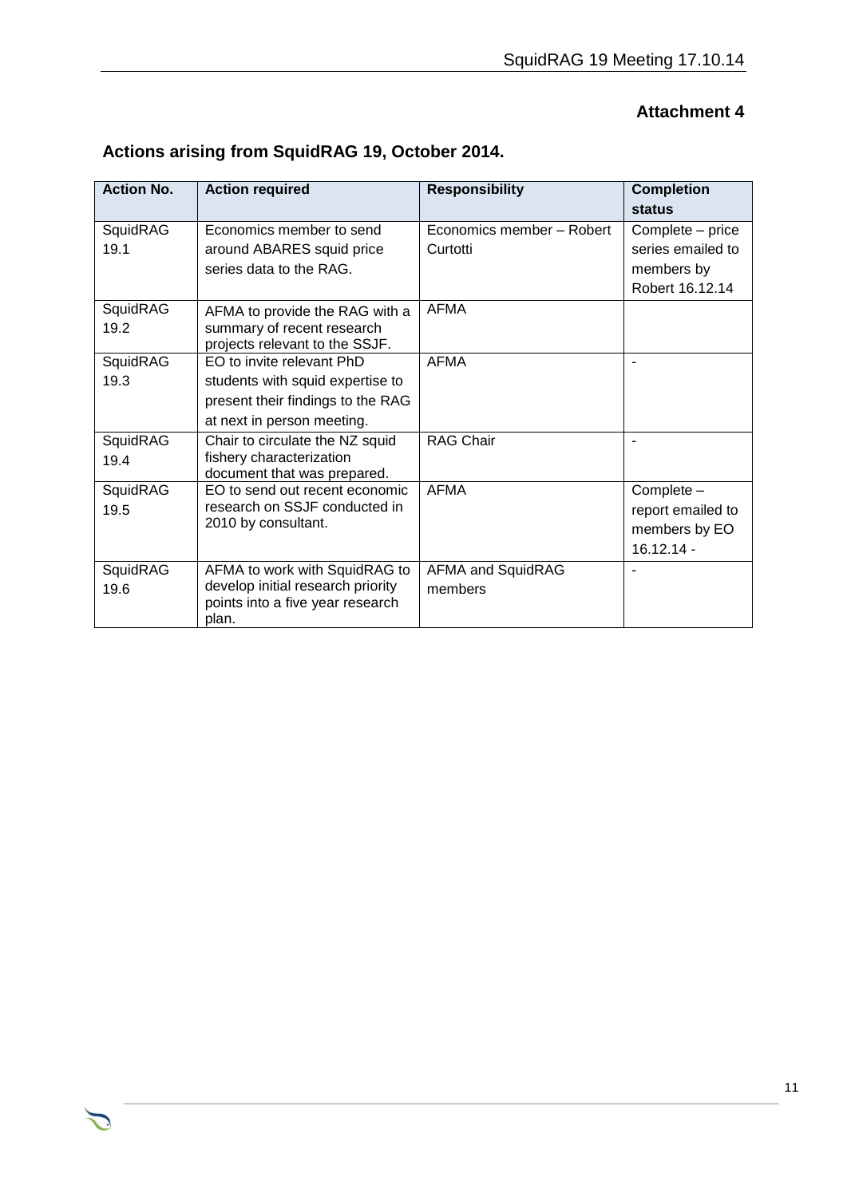**Attachment 4**

## Actions arising from SquidRAG 19, October 2014.

| Action No. | Action required | Responsibility | Completion status |
|---|---|---|---|
| SquidRAG 19.1 | Economics member to send around ABARES squid price series data to the RAG. | Economics member – Robert Curtotti | Complete – price series emailed to members by Robert 16.12.14 |
| SquidRAG 19.2 | AFMA to provide the RAG with a summary of recent research projects relevant to the SSJF. | AFMA | |
| SquidRAG 19.3 | EO to invite relevant PhD students with squid expertise to present their findings to the RAG at next in person meeting. | AFMA | - |
| SquidRAG 19.4 | Chair to circulate the NZ squid fishery characterization document that was prepared. | RAG Chair | - |
| SquidRAG 19.5 | EO to send out recent economic research on SSJF conducted in 2010 by consultant. | AFMA | Complete – report emailed to members by EO 16.12.14 - |
| SquidRAG 19.6 | AFMA to work with SquidRAG to develop initial research priority points into a five year research plan. | AFMA and SquidRAG members | - |